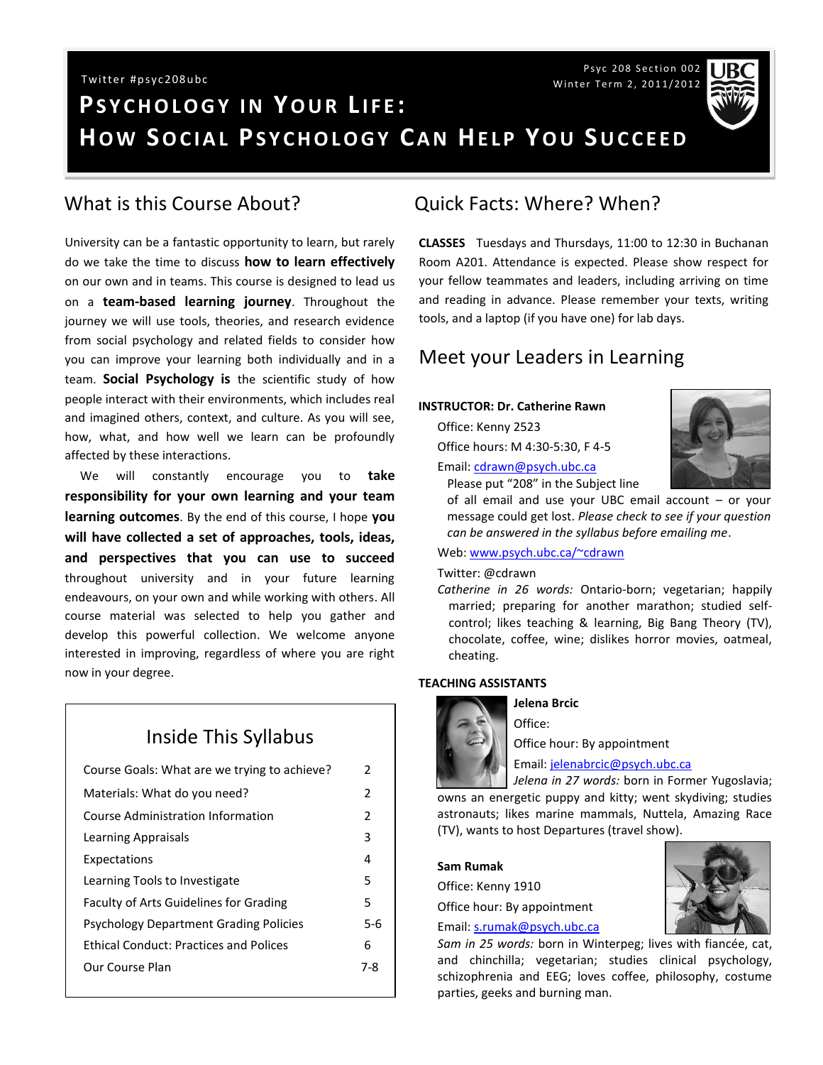Twitter #psyc208ubc

Psyc 208 Section 002
Winter Term 2, 2011/2012

# Psychology in Your Life: How Social Psychology Can Help You Succeed

## What is this Course About?

University can be a fantastic opportunity to learn, but rarely do we take the time to discuss **how to learn effectively** on our own and in teams. This course is designed to lead us on a **team-based learning journey**. Throughout the journey we will use tools, theories, and research evidence from social psychology and related fields to consider how you can improve your learning both individually and in a team. **Social Psychology is** the scientific study of how people interact with their environments, which includes real and imagined others, context, and culture. As you will see, how, what, and how well we learn can be profoundly affected by these interactions.

We will constantly encourage you to **take responsibility for your own learning and your team learning outcomes**. By the end of this course, I hope **you will have collected a set of approaches, tools, ideas, and perspectives that you can use to succeed** throughout university and in your future learning endeavours, on your own and while working with others. All course material was selected to help you gather and develop this powerful collection. We welcome anyone interested in improving, regardless of where you are right now in your degree.

### Inside This Syllabus

| | |
|---|---|
| Course Goals: What are we trying to achieve? | 2 |
| Materials: What do you need? | 2 |
| Course Administration Information | 2 |
| Learning Appraisals | 3 |
| Expectations | 4 |
| Learning Tools to Investigate | 5 |
| Faculty of Arts Guidelines for Grading | 5 |
| Psychology Department Grading Policies | 5-6 |
| Ethical Conduct: Practices and Polices | 6 |
| Our Course Plan | 7-8 |

## Quick Facts: Where? When?

**CLASSES** Tuesdays and Thursdays, 11:00 to 12:30 in Buchanan Room A201. Attendance is expected. Please show respect for your fellow teammates and leaders, including arriving on time and reading in advance. Please remember your texts, writing tools, and a laptop (if you have one) for lab days.

## Meet your Leaders in Learning

**INSTRUCTOR: Dr. Catherine Rawn**

Office: Kenny 2523

Office hours: M 4:30-5:30, F 4-5

Email: cdrawn@psych.ubc.ca
Please put "208" in the Subject line of all email and use your UBC email account – or your message could get lost. *Please check to see if your question can be answered in the syllabus before emailing me*.

Web: www.psych.ubc.ca/~cdrawn

Twitter: @cdrawn

*Catherine in 26 words:* Ontario-born; vegetarian; happily married; preparing for another marathon; studied self-control; likes teaching & learning, Big Bang Theory (TV), chocolate, coffee, wine; dislikes horror movies, oatmeal, cheating.

**TEACHING ASSISTANTS**

**Jelena Brcic**

Office:

Office hour: By appointment

Email: jelenabrcic@psych.ubc.ca

*Jelena in 27 words:* born in Former Yugoslavia; owns an energetic puppy and kitty; went skydiving; studies astronauts; likes marine mammals, Nuttela, Amazing Race (TV), wants to host Departures (travel show).

**Sam Rumak**

Office: Kenny 1910

Office hour: By appointment

Email: s.rumak@psych.ubc.ca

*Sam in 25 words:* born in Winterpeg; lives with fiancée, cat, and chinchilla; vegetarian; studies clinical psychology, schizophrenia and EEG; loves coffee, philosophy, costume parties, geeks and burning man.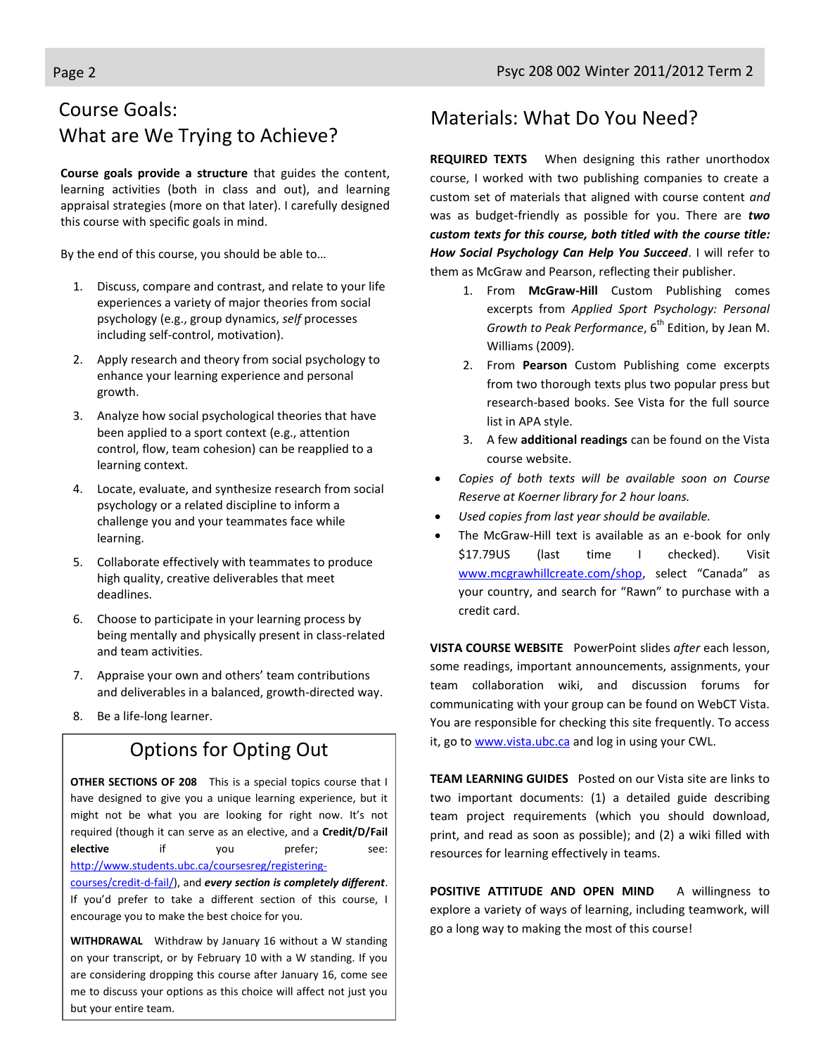## Course Goals: What are We Trying to Achieve?

**Course goals provide a structure** that guides the content, learning activities (both in class and out), and learning appraisal strategies (more on that later). I carefully designed this course with specific goals in mind.

By the end of this course, you should be able to…

1. Discuss, compare and contrast, and relate to your life experiences a variety of major theories from social psychology (e.g., group dynamics, *self* processes including self-control, motivation).
2. Apply research and theory from social psychology to enhance your learning experience and personal growth.
3. Analyze how social psychological theories that have been applied to a sport context (e.g., attention control, flow, team cohesion) can be reapplied to a learning context.
4. Locate, evaluate, and synthesize research from social psychology or a related discipline to inform a challenge you and your teammates face while learning.
5. Collaborate effectively with teammates to produce high quality, creative deliverables that meet deadlines.
6. Choose to participate in your learning process by being mentally and physically present in class-related and team activities.
7. Appraise your own and others' team contributions and deliverables in a balanced, growth-directed way.
8. Be a life-long learner.

### Options for Opting Out

**OTHER SECTIONS OF 208** This is a special topics course that I have designed to give you a unique learning experience, but it might not be what you are looking for right now. It's not required (though it can serve as an elective, and a **Credit/D/Fail elective** if you prefer; see: http://www.students.ubc.ca/coursesreg/registering-courses/credit-d-fail/), and ***every section is completely different***. If you'd prefer to take a different section of this course, I encourage you to make the best choice for you.

**WITHDRAWAL** Withdraw by January 16 without a W standing on your transcript, or by February 10 with a W standing. If you are considering dropping this course after January 16, come see me to discuss your options as this choice will affect not just you but your entire team.

## Materials: What Do You Need?

**REQUIRED TEXTS** When designing this rather unorthodox course, I worked with two publishing companies to create a custom set of materials that aligned with course content *and* was as budget-friendly as possible for you. There are ***two custom texts for this course, both titled with the course title: How Social Psychology Can Help You Succeed***. I will refer to them as McGraw and Pearson, reflecting their publisher.

1. From **McGraw-Hill** Custom Publishing comes excerpts from *Applied Sport Psychology: Personal Growth to Peak Performance*, 6th Edition, by Jean M. Williams (2009).
2. From **Pearson** Custom Publishing come excerpts from two thorough texts plus two popular press but research-based books. See Vista for the full source list in APA style.
3. A few **additional readings** can be found on the Vista course website.

- *Copies of both texts will be available soon on Course Reserve at Koerner library for 2 hour loans.*
- *Used copies from last year should be available.*
- The McGraw-Hill text is available as an e-book for only $17.79US (last time I checked). Visit www.mcgrawhillcreate.com/shop, select "Canada" as your country, and search for "Rawn" to purchase with a credit card.

**VISTA COURSE WEBSITE** PowerPoint slides *after* each lesson, some readings, important announcements, assignments, your team collaboration wiki, and discussion forums for communicating with your group can be found on WebCT Vista. You are responsible for checking this site frequently. To access it, go to www.vista.ubc.ca and log in using your CWL.

**TEAM LEARNING GUIDES** Posted on our Vista site are links to two important documents: (1) a detailed guide describing team project requirements (which you should download, print, and read as soon as possible); and (2) a wiki filled with resources for learning effectively in teams.

**POSITIVE ATTITUDE AND OPEN MIND** A willingness to explore a variety of ways of learning, including teamwork, will go a long way to making the most of this course!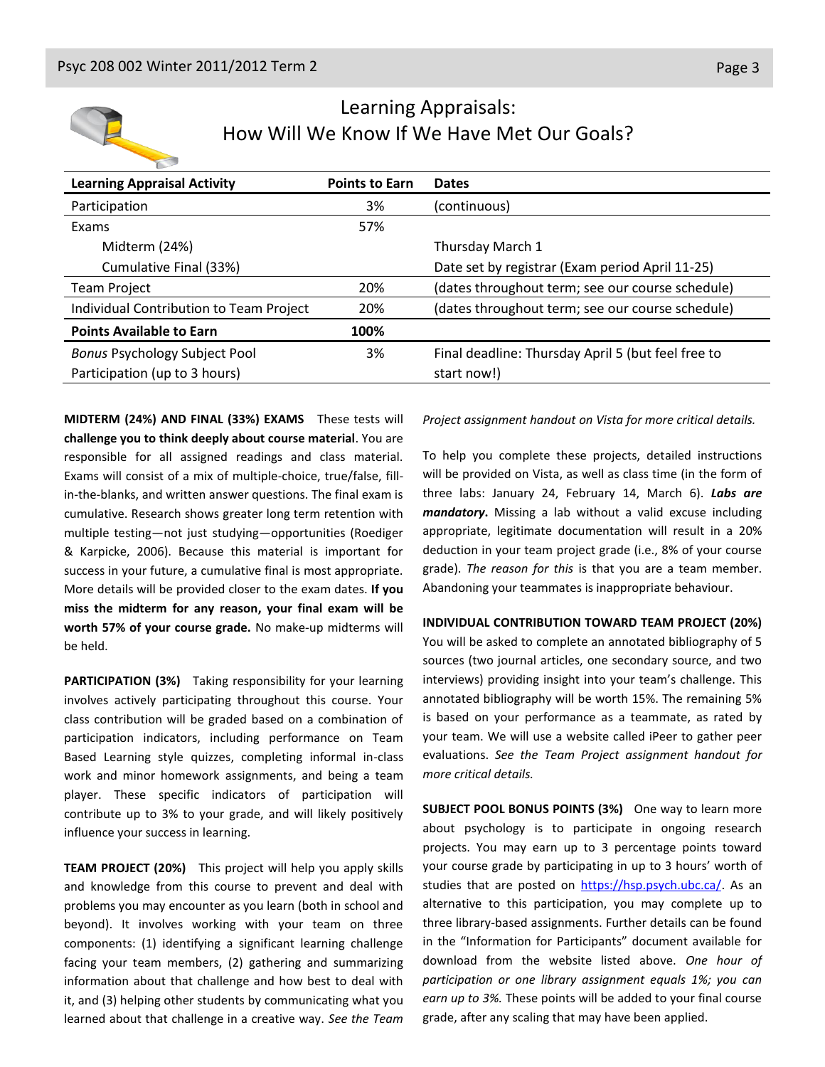## Learning Appraisals: How Will We Know If We Have Met Our Goals?

| Learning Appraisal Activity | Points to Earn | Dates |
|---|---|---|
| Participation | 3% | (continuous) |
| Exams | 57% | |
| Midterm (24%) | | Thursday March 1 |
| Cumulative Final (33%) | | Date set by registrar (Exam period April 11-25) |
| Team Project | 20% | (dates throughout term; see our course schedule) |
| Individual Contribution to Team Project | 20% | (dates throughout term; see our course schedule) |
| **Points Available to Earn** | **100%** | |
| *Bonus* Psychology Subject Pool Participation (up to 3 hours) | 3% | Final deadline: Thursday April 5 (but feel free to start now!) |

**MIDTERM (24%) AND FINAL (33%) EXAMS** These tests will **challenge you to think deeply about course material**. You are responsible for all assigned readings and class material. Exams will consist of a mix of multiple-choice, true/false, fill-in-the-blanks, and written answer questions. The final exam is cumulative. Research shows greater long term retention with multiple testing—not just studying—opportunities (Roediger & Karpicke, 2006). Because this material is important for success in your future, a cumulative final is most appropriate. More details will be provided closer to the exam dates. **If you miss the midterm for any reason, your final exam will be worth 57% of your course grade.** No make-up midterms will be held.

**PARTICIPATION (3%)** Taking responsibility for your learning involves actively participating throughout this course. Your class contribution will be graded based on a combination of participation indicators, including performance on Team Based Learning style quizzes, completing informal in-class work and minor homework assignments, and being a team player. These specific indicators of participation will contribute up to 3% to your grade, and will likely positively influence your success in learning.

**TEAM PROJECT (20%)** This project will help you apply skills and knowledge from this course to prevent and deal with problems you may encounter as you learn (both in school and beyond). It involves working with your team on three components: (1) identifying a significant learning challenge facing your team members, (2) gathering and summarizing information about that challenge and how best to deal with it, and (3) helping other students by communicating what you learned about that challenge in a creative way. *See the Team Project assignment handout on Vista for more critical details.*

To help you complete these projects, detailed instructions will be provided on Vista, as well as class time (in the form of three labs: January 24, February 14, March 6). ***Labs are mandatory***. Missing a lab without a valid excuse including appropriate, legitimate documentation will result in a 20% deduction in your team project grade (i.e., 8% of your course grade). *The reason for this* is that you are a team member. Abandoning your teammates is inappropriate behaviour.

**INDIVIDUAL CONTRIBUTION TOWARD TEAM PROJECT (20%)** You will be asked to complete an annotated bibliography of 5 sources (two journal articles, one secondary source, and two interviews) providing insight into your team's challenge. This annotated bibliography will be worth 15%. The remaining 5% is based on your performance as a teammate, as rated by your team. We will use a website called iPeer to gather peer evaluations. *See the Team Project assignment handout for more critical details.*

**SUBJECT POOL BONUS POINTS (3%)** One way to learn more about psychology is to participate in ongoing research projects. You may earn up to 3 percentage points toward your course grade by participating in up to 3 hours' worth of studies that are posted on https://hsp.psych.ubc.ca/. As an alternative to this participation, you may complete up to three library-based assignments. Further details can be found in the "Information for Participants" document available for download from the website listed above. *One hour of participation or one library assignment equals 1%; you can earn up to 3%.* These points will be added to your final course grade, after any scaling that may have been applied.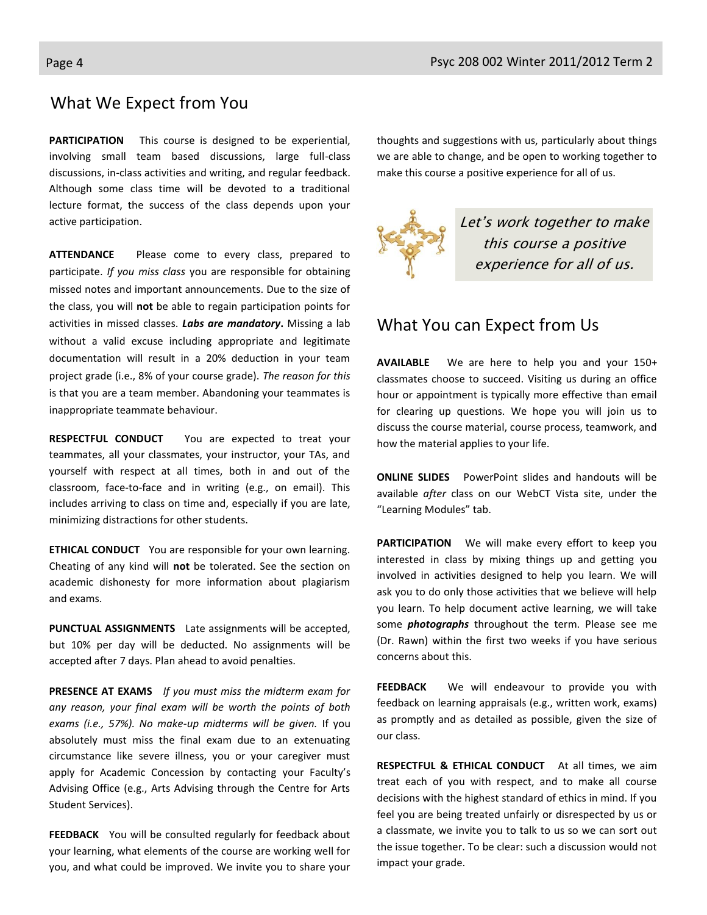## What We Expect from You

**PARTICIPATION** This course is designed to be experiential, involving small team based discussions, large full-class discussions, in-class activities and writing, and regular feedback. Although some class time will be devoted to a traditional lecture format, the success of the class depends upon your active participation.

**ATTENDANCE** Please come to every class, prepared to participate. *If you miss class* you are responsible for obtaining missed notes and important announcements. Due to the size of the class, you will **not** be able to regain participation points for activities in missed classes. ***Labs are mandatory*.** Missing a lab without a valid excuse including appropriate and legitimate documentation will result in a 20% deduction in your team project grade (i.e., 8% of your course grade). *The reason for this* is that you are a team member. Abandoning your teammates is inappropriate teammate behaviour.

**RESPECTFUL CONDUCT** You are expected to treat your teammates, all your classmates, your instructor, your TAs, and yourself with respect at all times, both in and out of the classroom, face-to-face and in writing (e.g., on email). This includes arriving to class on time and, especially if you are late, minimizing distractions for other students.

**ETHICAL CONDUCT** You are responsible for your own learning. Cheating of any kind will **not** be tolerated. See the section on academic dishonesty for more information about plagiarism and exams.

**PUNCTUAL ASSIGNMENTS** Late assignments will be accepted, but 10% per day will be deducted. No assignments will be accepted after 7 days. Plan ahead to avoid penalties.

**PRESENCE AT EXAMS** *If you must miss the midterm exam for any reason, your final exam will be worth the points of both exams (i.e., 57%). No make-up midterms will be given.* If you absolutely must miss the final exam due to an extenuating circumstance like severe illness, you or your caregiver must apply for Academic Concession by contacting your Faculty's Advising Office (e.g., Arts Advising through the Centre for Arts Student Services).

**FEEDBACK** You will be consulted regularly for feedback about your learning, what elements of the course are working well for you, and what could be improved. We invite you to share your thoughts and suggestions with us, particularly about things we are able to change, and be open to working together to make this course a positive experience for all of us.

*Let's work together to make this course a positive experience for all of us.*

## What You can Expect from Us

**AVAILABLE** We are here to help you and your 150+ classmates choose to succeed. Visiting us during an office hour or appointment is typically more effective than email for clearing up questions. We hope you will join us to discuss the course material, course process, teamwork, and how the material applies to your life.

**ONLINE SLIDES** PowerPoint slides and handouts will be available *after* class on our WebCT Vista site, under the "Learning Modules" tab.

**PARTICIPATION** We will make every effort to keep you interested in class by mixing things up and getting you involved in activities designed to help you learn. We will ask you to do only those activities that we believe will help you learn. To help document active learning, we will take some ***photographs*** throughout the term. Please see me (Dr. Rawn) within the first two weeks if you have serious concerns about this.

**FEEDBACK** We will endeavour to provide you with feedback on learning appraisals (e.g., written work, exams) as promptly and as detailed as possible, given the size of our class.

**RESPECTFUL & ETHICAL CONDUCT** At all times, we aim treat each of you with respect, and to make all course decisions with the highest standard of ethics in mind. If you feel you are being treated unfairly or disrespected by us or a classmate, we invite you to talk to us so we can sort out the issue together. To be clear: such a discussion would not impact your grade.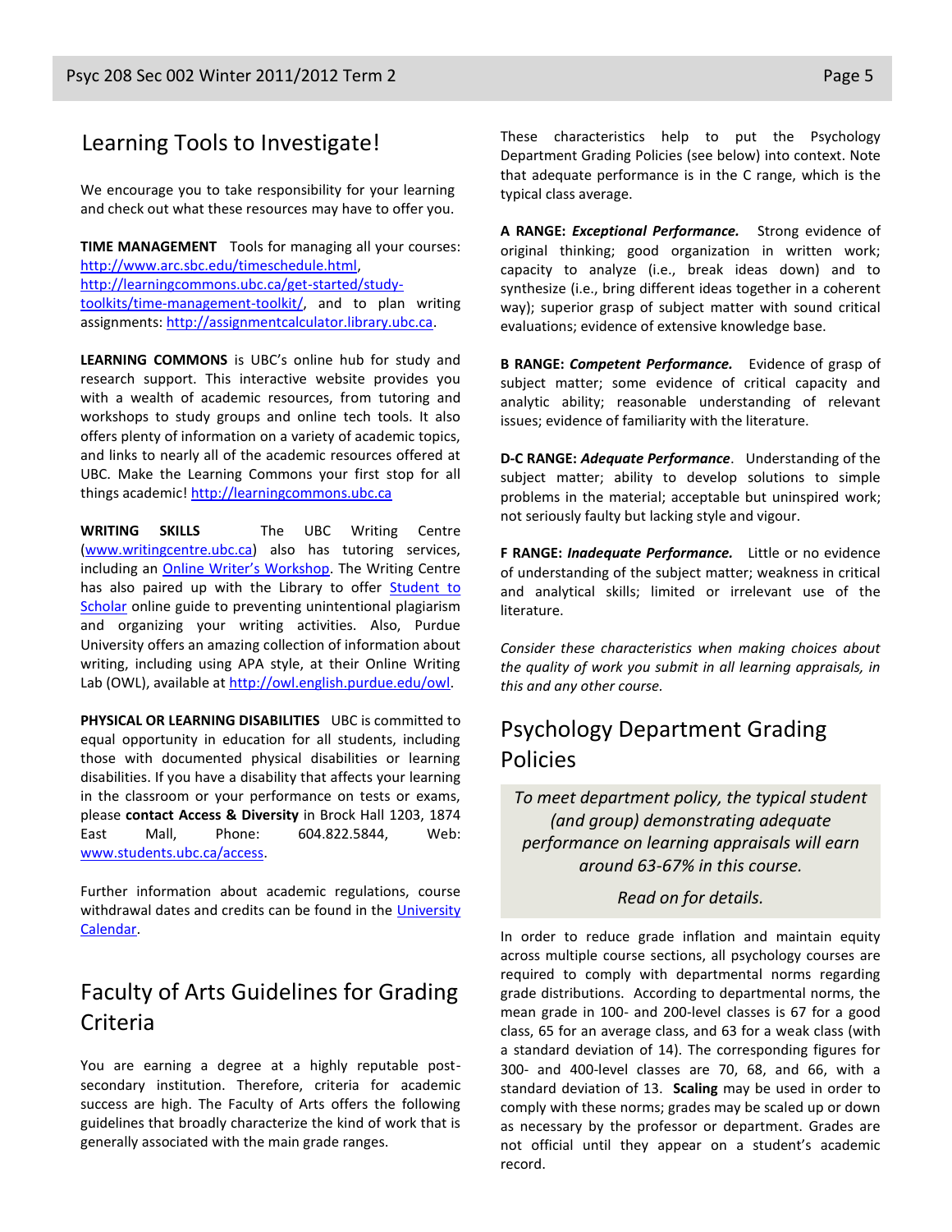## Learning Tools to Investigate!

We encourage you to take responsibility for your learning and check out what these resources may have to offer you.

**TIME MANAGEMENT** Tools for managing all your courses: http://www.arc.sbc.edu/timeschedule.html, http://learningcommons.ubc.ca/get-started/study-toolkits/time-management-toolkit/, and to plan writing assignments: http://assignmentcalculator.library.ubc.ca.

**LEARNING COMMONS** is UBC's online hub for study and research support. This interactive website provides you with a wealth of academic resources, from tutoring and workshops to study groups and online tech tools. It also offers plenty of information on a variety of academic topics, and links to nearly all of the academic resources offered at UBC. Make the Learning Commons your first stop for all things academic! http://learningcommons.ubc.ca

**WRITING SKILLS** The UBC Writing Centre (www.writingcentre.ubc.ca) also has tutoring services, including an Online Writer's Workshop. The Writing Centre has also paired up with the Library to offer Student to Scholar online guide to preventing unintentional plagiarism and organizing your writing activities. Also, Purdue University offers an amazing collection of information about writing, including using APA style, at their Online Writing Lab (OWL), available at http://owl.english.purdue.edu/owl.

**PHYSICAL OR LEARNING DISABILITIES** UBC is committed to equal opportunity in education for all students, including those with documented physical disabilities or learning disabilities. If you have a disability that affects your learning in the classroom or your performance on tests or exams, please **contact Access & Diversity** in Brock Hall 1203, 1874 East Mall, Phone: 604.822.5844, Web: www.students.ubc.ca/access.

Further information about academic regulations, course withdrawal dates and credits can be found in the University Calendar.

## Faculty of Arts Guidelines for Grading Criteria

You are earning a degree at a highly reputable post-secondary institution. Therefore, criteria for academic success are high. The Faculty of Arts offers the following guidelines that broadly characterize the kind of work that is generally associated with the main grade ranges.

These characteristics help to put the Psychology Department Grading Policies (see below) into context. Note that adequate performance is in the C range, which is the typical class average.

**A RANGE: *Exceptional Performance.*** Strong evidence of original thinking; good organization in written work; capacity to analyze (i.e., break ideas down) and to synthesize (i.e., bring different ideas together in a coherent way); superior grasp of subject matter with sound critical evaluations; evidence of extensive knowledge base.

**B RANGE: *Competent Performance.*** Evidence of grasp of subject matter; some evidence of critical capacity and analytic ability; reasonable understanding of relevant issues; evidence of familiarity with the literature.

**D-C RANGE: *Adequate Performance*.** Understanding of the subject matter; ability to develop solutions to simple problems in the material; acceptable but uninspired work; not seriously faulty but lacking style and vigour.

**F RANGE: *Inadequate Performance.*** Little or no evidence of understanding of the subject matter; weakness in critical and analytical skills; limited or irrelevant use of the literature.

*Consider these characteristics when making choices about the quality of work you submit in all learning appraisals, in this and any other course.*

## Psychology Department Grading Policies

*To meet department policy, the typical student (and group) demonstrating adequate performance on learning appraisals will earn around 63-67% in this course.*

*Read on for details.*

In order to reduce grade inflation and maintain equity across multiple course sections, all psychology courses are required to comply with departmental norms regarding grade distributions. According to departmental norms, the mean grade in 100- and 200-level classes is 67 for a good class, 65 for an average class, and 63 for a weak class (with a standard deviation of 14). The corresponding figures for 300- and 400-level classes are 70, 68, and 66, with a standard deviation of 13. **Scaling** may be used in order to comply with these norms; grades may be scaled up or down as necessary by the professor or department. Grades are not official until they appear on a student's academic record.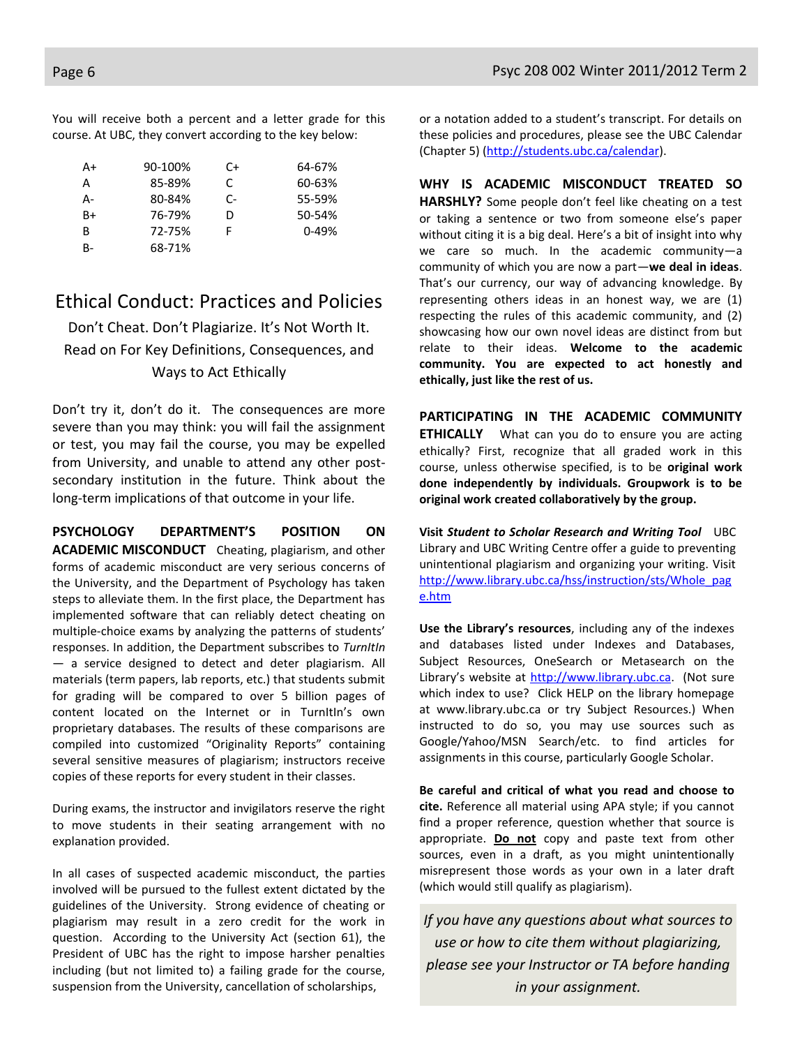You will receive both a percent and a letter grade for this course. At UBC, they convert according to the key below:

| | | | |
|---|---|---|---|
| A+ | 90-100% | C+ | 64-67% |
| A | 85-89% | C | 60-63% |
| A- | 80-84% | C- | 55-59% |
| B+ | 76-79% | D | 50-54% |
| B | 72-75% | F | 0-49% |
| B- | 68-71% | | |

# Ethical Conduct: Practices and Policies

Don't Cheat. Don't Plagiarize. It's Not Worth It.
Read on For Key Definitions, Consequences, and Ways to Act Ethically

Don't try it, don't do it. The consequences are more severe than you may think: you will fail the assignment or test, you may fail the course, you may be expelled from University, and unable to attend any other post-secondary institution in the future. Think about the long-term implications of that outcome in your life.

**PSYCHOLOGY DEPARTMENT'S POSITION ON ACADEMIC MISCONDUCT** Cheating, plagiarism, and other forms of academic misconduct are very serious concerns of the University, and the Department of Psychology has taken steps to alleviate them. In the first place, the Department has implemented software that can reliably detect cheating on multiple-choice exams by analyzing the patterns of students' responses. In addition, the Department subscribes to *TurnItIn* — a service designed to detect and deter plagiarism. All materials (term papers, lab reports, etc.) that students submit for grading will be compared to over 5 billion pages of content located on the Internet or in TurnItIn's own proprietary databases. The results of these comparisons are compiled into customized "Originality Reports" containing several sensitive measures of plagiarism; instructors receive copies of these reports for every student in their classes.

During exams, the instructor and invigilators reserve the right to move students in their seating arrangement with no explanation provided.

In all cases of suspected academic misconduct, the parties involved will be pursued to the fullest extent dictated by the guidelines of the University. Strong evidence of cheating or plagiarism may result in a zero credit for the work in question. According to the University Act (section 61), the President of UBC has the right to impose harsher penalties including (but not limited to) a failing grade for the course, suspension from the University, cancellation of scholarships, or a notation added to a student's transcript. For details on these policies and procedures, please see the UBC Calendar (Chapter 5) (http://students.ubc.ca/calendar).

**WHY IS ACADEMIC MISCONDUCT TREATED SO HARSHLY?** Some people don't feel like cheating on a test or taking a sentence or two from someone else's paper without citing it is a big deal. Here's a bit of insight into why we care so much. In the academic community—a community of which you are now a part—**we deal in ideas**. That's our currency, our way of advancing knowledge. By representing others ideas in an honest way, we are (1) respecting the rules of this academic community, and (2) showcasing how our own novel ideas are distinct from but relate to their ideas. **Welcome to the academic community. You are expected to act honestly and ethically, just like the rest of us.**

**PARTICIPATING IN THE ACADEMIC COMMUNITY ETHICALLY** What can you do to ensure you are acting ethically? First, recognize that all graded work in this course, unless otherwise specified, is to be **original work done independently by individuals. Groupwork is to be original work created collaboratively by the group.**

**Visit *Student to Scholar Research and Writing Tool*** UBC Library and UBC Writing Centre offer a guide to preventing unintentional plagiarism and organizing your writing. Visit http://www.library.ubc.ca/hss/instruction/sts/Whole_page.htm

**Use the Library's resources**, including any of the indexes and databases listed under Indexes and Databases, Subject Resources, OneSearch or Metasearch on the Library's website at http://www.library.ubc.ca. (Not sure which index to use? Click HELP on the library homepage at www.library.ubc.ca or try Subject Resources.) When instructed to do so, you may use sources such as Google/Yahoo/MSN Search/etc. to find articles for assignments in this course, particularly Google Scholar.

**Be careful and critical of what you read and choose to cite.** Reference all material using APA style; if you cannot find a proper reference, question whether that source is appropriate. **Do not** copy and paste text from other sources, even in a draft, as you might unintentionally misrepresent those words as your own in a later draft (which would still qualify as plagiarism).

*If you have any questions about what sources to use or how to cite them without plagiarizing, please see your Instructor or TA before handing in your assignment.*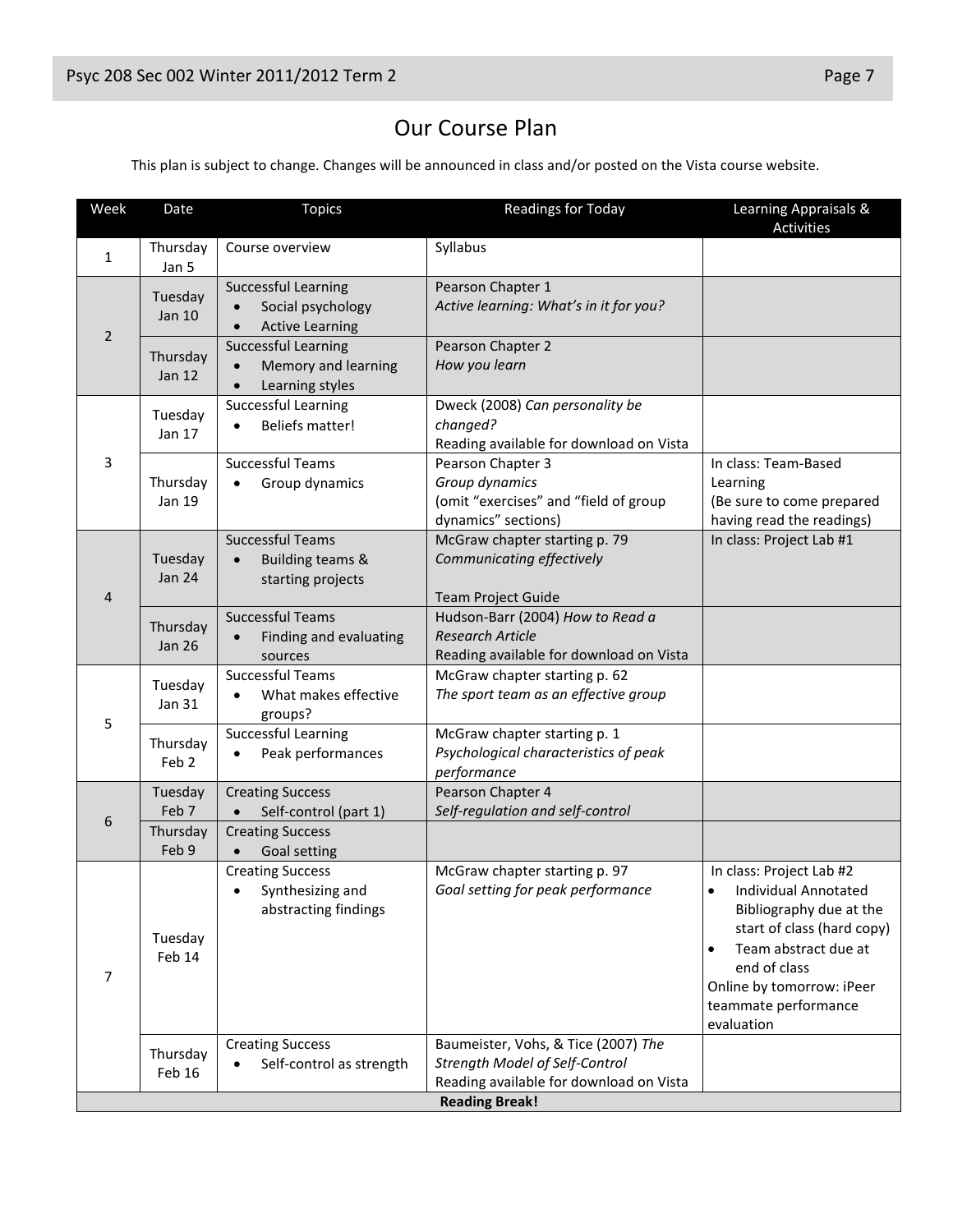# Our Course Plan

This plan is subject to change. Changes will be announced in class and/or posted on the Vista course website.

| Week | Date | Topics | Readings for Today | Learning Appraisals & Activities |
|---|---|---|---|---|
| 1 | Thursday Jan 5 | Course overview | Syllabus | |
| 2 | Tuesday Jan 10 | Successful Learning<br>• Social psychology<br>• Active Learning | Pearson Chapter 1<br>*Active learning: What's in it for you?* | |
| | Thursday Jan 12 | Successful Learning<br>• Memory and learning<br>• Learning styles | Pearson Chapter 2<br>*How you learn* | |
| 3 | Tuesday Jan 17 | Successful Learning<br>• Beliefs matter! | Dweck (2008) *Can personality be changed?*<br>Reading available for download on Vista | |
| | Thursday Jan 19 | Successful Teams<br>• Group dynamics | Pearson Chapter 3<br>*Group dynamics*<br>(omit "exercises" and "field of group dynamics" sections) | In class: Team-Based Learning<br>(Be sure to come prepared having read the readings) |
| 4 | Tuesday Jan 24 | Successful Teams<br>• Building teams & starting projects | McGraw chapter starting p. 79<br>*Communicating effectively*<br><br>Team Project Guide | In class: Project Lab #1 |
| | Thursday Jan 26 | Successful Teams<br>• Finding and evaluating sources | Hudson-Barr (2004) *How to Read a Research Article*<br>Reading available for download on Vista | |
| 5 | Tuesday Jan 31 | Successful Teams<br>• What makes effective groups? | McGraw chapter starting p. 62<br>*The sport team as an effective group* | |
| | Thursday Feb 2 | Successful Learning<br>• Peak performances | McGraw chapter starting p. 1<br>*Psychological characteristics of peak performance* | |
| 6 | Tuesday Feb 7 | Creating Success<br>• Self-control (part 1) | Pearson Chapter 4<br>*Self-regulation and self-control* | |
| | Thursday Feb 9 | Creating Success<br>• Goal setting | | |
| 7 | Tuesday Feb 14 | Creating Success<br>• Synthesizing and abstracting findings | McGraw chapter starting p. 97<br>*Goal setting for peak performance* | In class: Project Lab #2<br>• Individual Annotated Bibliography due at the start of class (hard copy)<br>• Team abstract due at end of class<br>Online by tomorrow: iPeer teammate performance evaluation |
| | Thursday Feb 16 | Creating Success<br>• Self-control as strength | Baumeister, Vohs, & Tice (2007) *The Strength Model of Self-Control*<br>Reading available for download on Vista | |
| **Reading Break!** | | | | |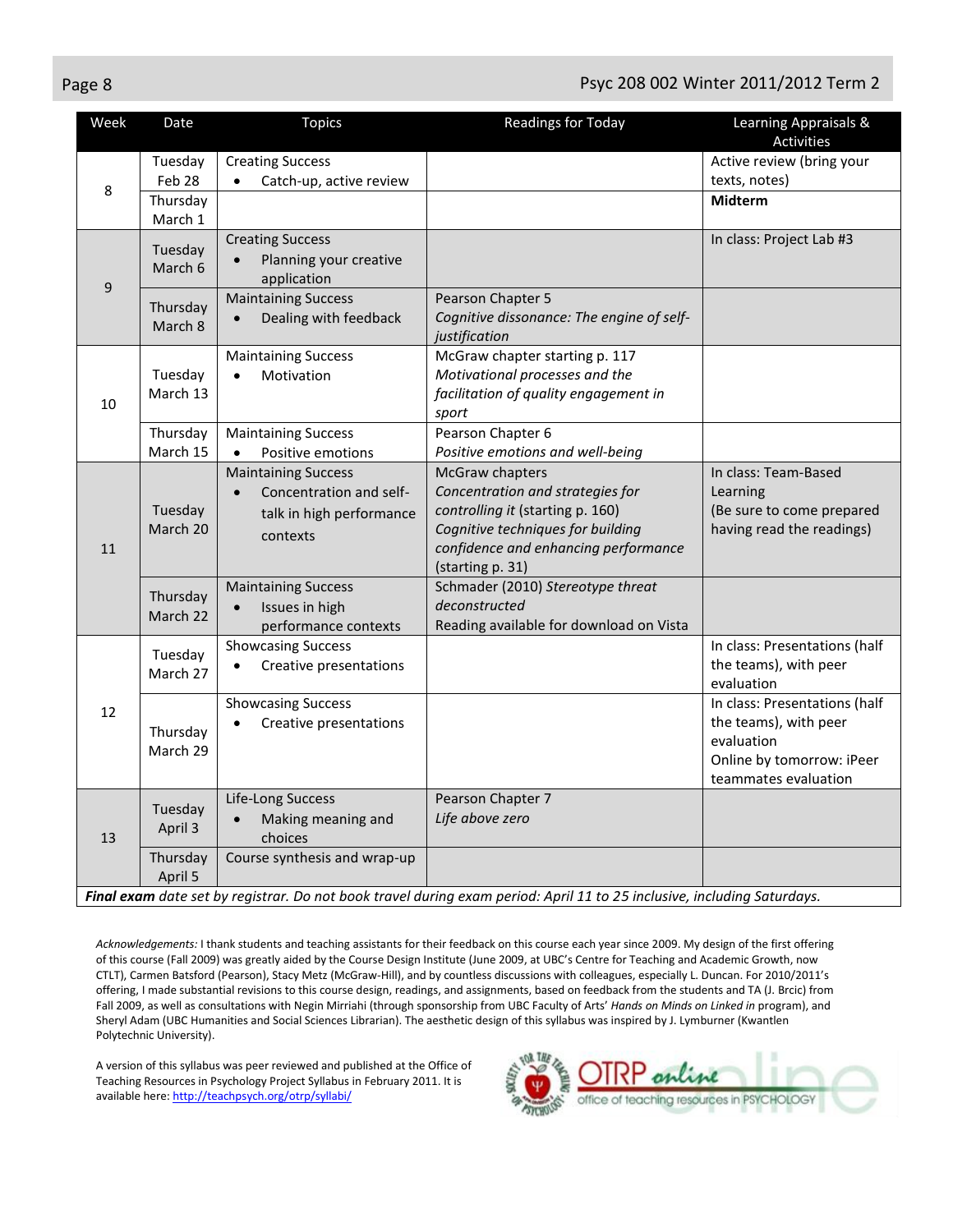| Week | Date | Topics | Readings for Today | Learning Appraisals & Activities |
|---|---|---|---|---|
| 8 | Tuesday Feb 28 | Creating Success<br>• Catch-up, active review | | Active review (bring your texts, notes) |
| | Thursday March 1 | | | **Midterm** |
| 9 | Tuesday March 6 | Creating Success<br>• Planning your creative application | | In class: Project Lab #3 |
| | Thursday March 8 | Maintaining Success<br>• Dealing with feedback | Pearson Chapter 5<br>*Cognitive dissonance: The engine of self-justification* | |
| 10 | Tuesday March 13 | Maintaining Success<br>• Motivation | McGraw chapter starting p. 117<br>*Motivational processes and the facilitation of quality engagement in sport* | |
| | Thursday March 15 | Maintaining Success<br>• Positive emotions | Pearson Chapter 6<br>*Positive emotions and well-being* | |
| 11 | Tuesday March 20 | Maintaining Success<br>• Concentration and self-talk in high performance contexts | McGraw chapters<br>*Concentration and strategies for controlling it* (starting p. 160)<br>*Cognitive techniques for building confidence and enhancing performance* (starting p. 31) | In class: Team-Based Learning<br>(Be sure to come prepared having read the readings) |
| | Thursday March 22 | Maintaining Success<br>• Issues in high performance contexts | Schmader (2010) *Stereotype threat deconstructed*<br>Reading available for download on Vista | |
| 12 | Tuesday March 27 | Showcasing Success<br>• Creative presentations | | In class: Presentations (half the teams), with peer evaluation |
| | Thursday March 29 | Showcasing Success<br>• Creative presentations | | In class: Presentations (half the teams), with peer evaluation<br>Online by tomorrow: iPeer teammates evaluation |
| 13 | Tuesday April 3 | Life-Long Success<br>• Making meaning and choices | Pearson Chapter 7<br>*Life above zero* | |
| | Thursday April 5 | Course synthesis and wrap-up | | |

***Final exam** date set by registrar. Do not book travel during exam period: April 11 to 25 inclusive, including Saturdays.*

*Acknowledgements:* I thank students and teaching assistants for their feedback on this course each year since 2009. My design of the first offering of this course (Fall 2009) was greatly aided by the Course Design Institute (June 2009, at UBC's Centre for Teaching and Academic Growth, now CTLT), Carmen Batsford (Pearson), Stacy Metz (McGraw-Hill), and by countless discussions with colleagues, especially L. Duncan. For 2010/2011's offering, I made substantial revisions to this course design, readings, and assignments, based on feedback from the students and TA (J. Brcic) from Fall 2009, as well as consultations with Negin Mirriahi (through sponsorship from UBC Faculty of Arts' *Hands on Minds on Linked in* program), and Sheryl Adam (UBC Humanities and Social Sciences Librarian). The aesthetic design of this syllabus was inspired by J. Lymburner (Kwantlen Polytechnic University).

A version of this syllabus was peer reviewed and published at the Office of Teaching Resources in Psychology Project Syllabus in February 2011. It is available here: http://teachpsych.org/otrp/syllabi/

OTRP online
office of teaching resources in PSYCHOLOGY